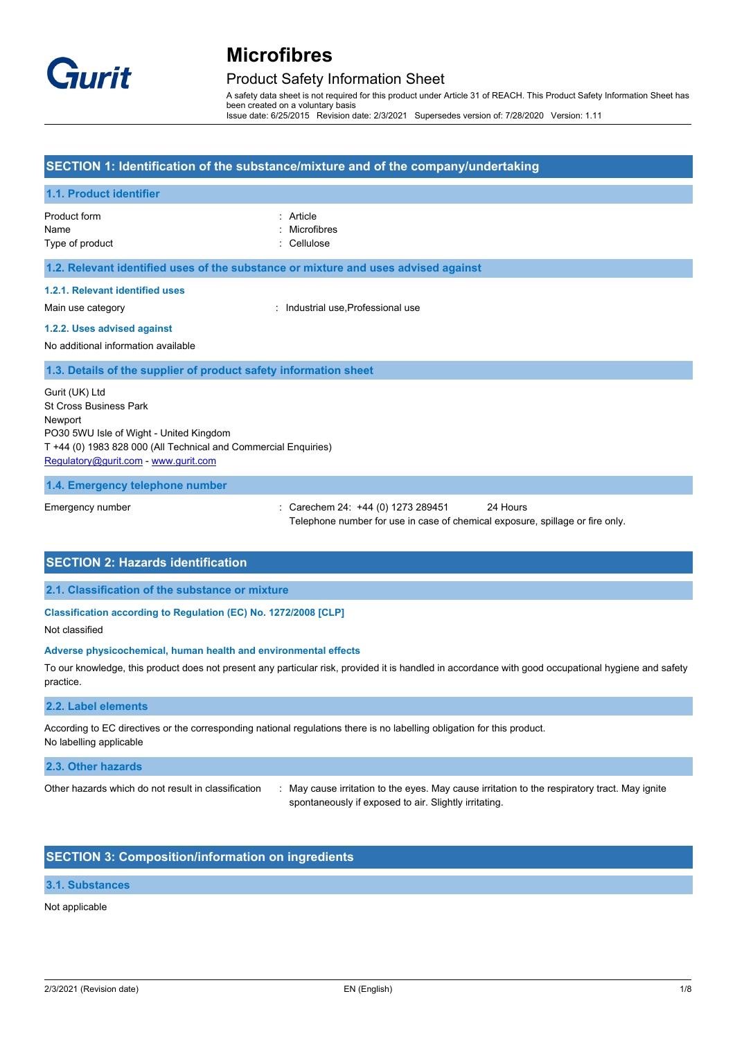# Microfibres

## Product Safety Information Sheet

A safety data sheet is not required for this product under Article 31 of REACH. This Product Safety Information Sheet has been created on a voluntary basis

Issue date: 6/25/2015 Revision date: 2/3/2021 Supersedes version of: 7/28/2020 Version: 1.11

## SECTION 1: Identification of the substance/mixture and of the company/undertaking

### 1.1. Product identifier

Product form : Article

Name : Microfibres

Type of product : Cellulose

### 1.2. Relevant identified uses of the substance or mixture and uses advised against

#### 1.2.1. Relevant identified uses

Main use category : Industrial use,Professional use

#### 1.2.2. Uses advised against

No additional information available

### 1.3. Details of the supplier of product safety information sheet

Gurit (UK) Ltd
St Cross Business Park
Newport
PO30 5WU Isle of Wight - United Kingdom
T +44 (0) 1983 828 000 (All Technical and Commercial Enquiries)
Regulatory@gurit.com - www.gurit.com

### 1.4. Emergency telephone number

Emergency number : Carechem 24: +44 (0) 1273 289451 24 Hours
Telephone number for use in case of chemical exposure, spillage or fire only.

## SECTION 2: Hazards identification

### 2.1. Classification of the substance or mixture

#### Classification according to Regulation (EC) No. 1272/2008 [CLP]

Not classified

#### Adverse physicochemical, human health and environmental effects

To our knowledge, this product does not present any particular risk, provided it is handled in accordance with good occupational hygiene and safety practice.

### 2.2. Label elements

According to EC directives or the corresponding national regulations there is no labelling obligation for this product.
No labelling applicable

### 2.3. Other hazards

Other hazards which do not result in classification : May cause irritation to the eyes. May cause irritation to the respiratory tract. May ignite spontaneously if exposed to air. Slightly irritating.

## SECTION 3: Composition/information on ingredients

### 3.1. Substances

Not applicable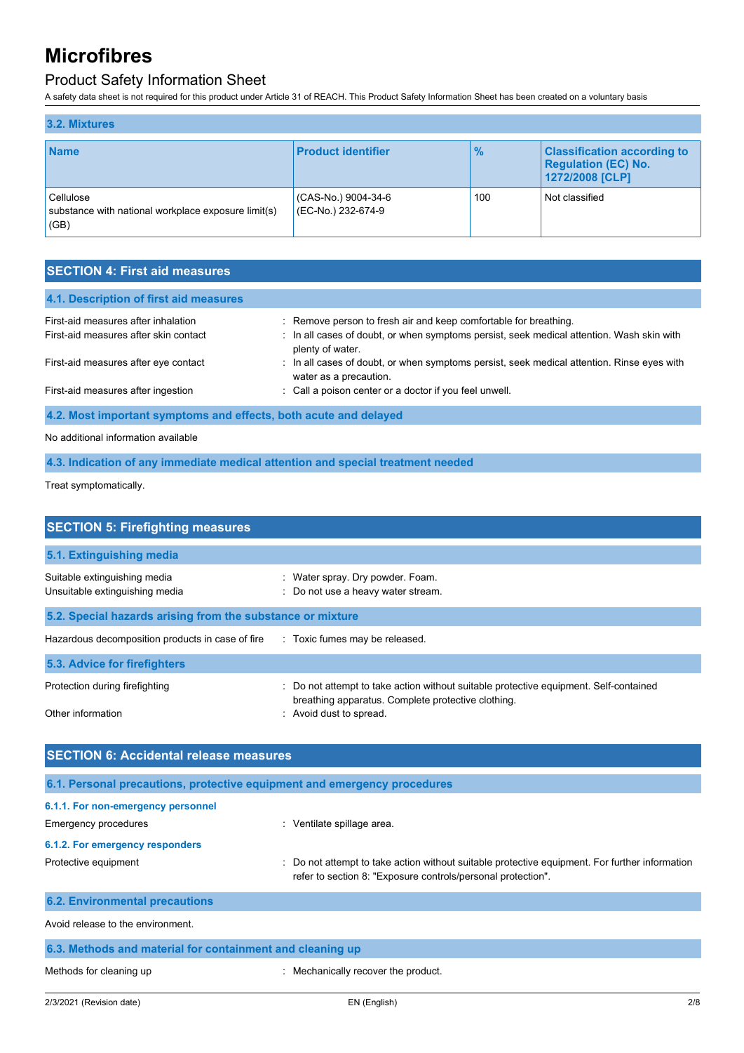# Microfibres

## Product Safety Information Sheet

A safety data sheet is not required for this product under Article 31 of REACH. This Product Safety Information Sheet has been created on a voluntary basis

### 3.2. Mixtures

| Name | Product identifier | % | Classification according to Regulation (EC) No. 1272/2008 [CLP] |
|---|---|---|---|
| Cellulose<br>substance with national workplace exposure limit(s) (GB) | (CAS-No.) 9004-34-6<br>(EC-No.) 232-674-9 | 100 | Not classified |

## SECTION 4: First aid measures

### 4.1. Description of first aid measures

First-aid measures after inhalation : Remove person to fresh air and keep comfortable for breathing.

First-aid measures after skin contact : In all cases of doubt, or when symptoms persist, seek medical attention. Wash skin with plenty of water.

First-aid measures after eye contact : In all cases of doubt, or when symptoms persist, seek medical attention. Rinse eyes with water as a precaution.

First-aid measures after ingestion : Call a poison center or a doctor if you feel unwell.

### 4.2. Most important symptoms and effects, both acute and delayed

No additional information available

### 4.3. Indication of any immediate medical attention and special treatment needed

Treat symptomatically.

## SECTION 5: Firefighting measures

### 5.1. Extinguishing media

Suitable extinguishing media : Water spray. Dry powder. Foam.

Unsuitable extinguishing media : Do not use a heavy water stream.

### 5.2. Special hazards arising from the substance or mixture

Hazardous decomposition products in case of fire : Toxic fumes may be released.

### 5.3. Advice for firefighters

Protection during firefighting : Do not attempt to take action without suitable protective equipment. Self-contained breathing apparatus. Complete protective clothing.

Other information : Avoid dust to spread.

## SECTION 6: Accidental release measures

### 6.1. Personal precautions, protective equipment and emergency procedures

#### 6.1.1. For non-emergency personnel

Emergency procedures : Ventilate spillage area.

#### 6.1.2. For emergency responders

Protective equipment : Do not attempt to take action without suitable protective equipment. For further information refer to section 8: "Exposure controls/personal protection".

### 6.2. Environmental precautions

Avoid release to the environment.

### 6.3. Methods and material for containment and cleaning up

Methods for cleaning up : Mechanically recover the product.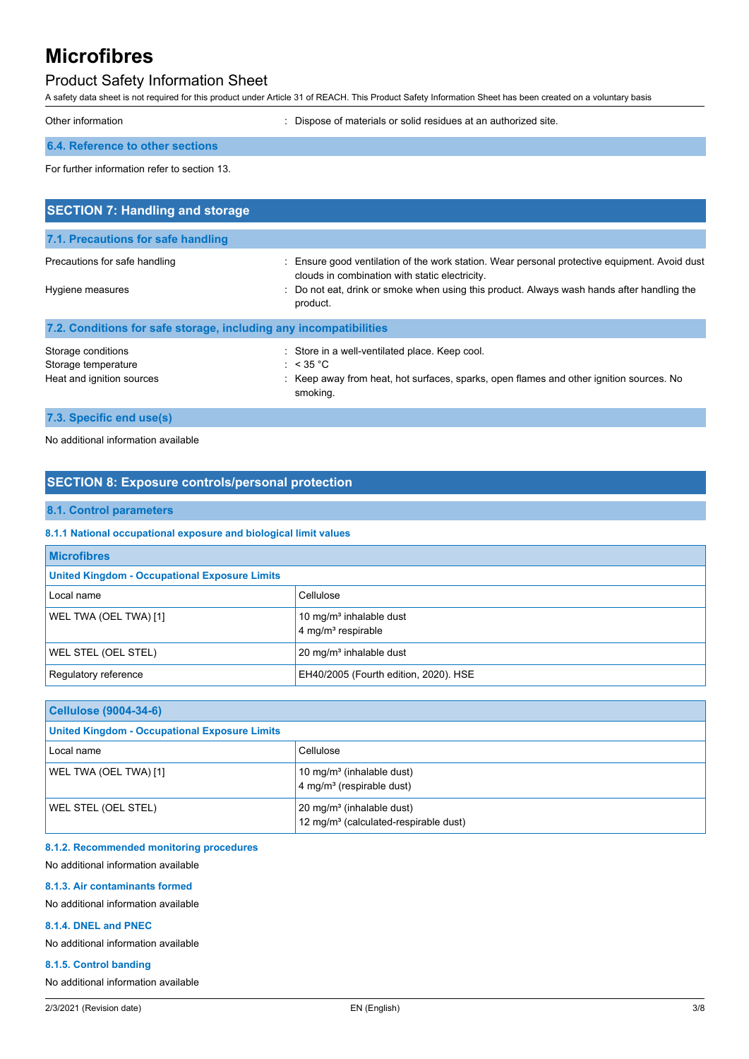Other information : Dispose of materials or solid residues at an authorized site.

### 6.4. Reference to other sections

For further information refer to section 13.

## SECTION 7: Handling and storage

### 7.1. Precautions for safe handling

Precautions for safe handling : Ensure good ventilation of the work station. Wear personal protective equipment. Avoid dust clouds in combination with static electricity.

Hygiene measures : Do not eat, drink or smoke when using this product. Always wash hands after handling the product.

### 7.2. Conditions for safe storage, including any incompatibilities

Storage conditions : Store in a well-ventilated place. Keep cool.

Storage temperature : < 35 °C

Heat and ignition sources : Keep away from heat, hot surfaces, sparks, open flames and other ignition sources. No smoking.

### 7.3. Specific end use(s)

No additional information available

## SECTION 8: Exposure controls/personal protection

### 8.1. Control parameters

#### 8.1.1 National occupational exposure and biological limit values

| Microfibres | |
|---|---|
| **United Kingdom - Occupational Exposure Limits** | |
| Local name | Cellulose |
| WEL TWA (OEL TWA) [1] | 10 mg/m³ inhalable dust<br>4 mg/m³ respirable |
| WEL STEL (OEL STEL) | 20 mg/m³ inhalable dust |
| Regulatory reference | EH40/2005 (Fourth edition, 2020). HSE |

| Cellulose (9004-34-6) | |
|---|---|
| **United Kingdom - Occupational Exposure Limits** | |
| Local name | Cellulose |
| WEL TWA (OEL TWA) [1] | 10 mg/m³ (inhalable dust)<br>4 mg/m³ (respirable dust) |
| WEL STEL (OEL STEL) | 20 mg/m³ (inhalable dust)<br>12 mg/m³ (calculated-respirable dust) |

#### 8.1.2. Recommended monitoring procedures

No additional information available

#### 8.1.3. Air contaminants formed

No additional information available

#### 8.1.4. DNEL and PNEC

No additional information available

#### 8.1.5. Control banding

No additional information available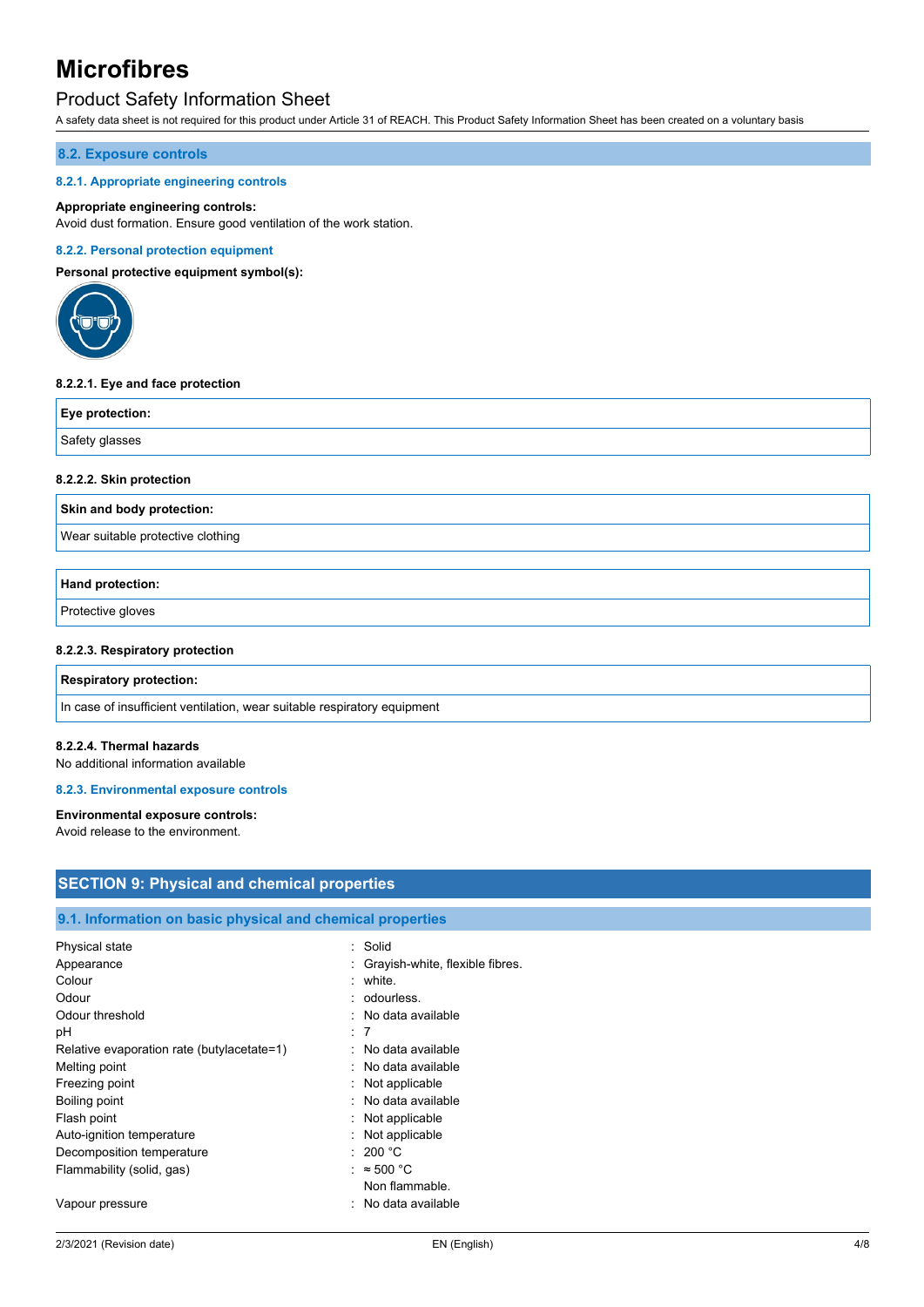## 8.2. Exposure controls

### 8.2.1. Appropriate engineering controls

**Appropriate engineering controls:**
Avoid dust formation. Ensure good ventilation of the work station.

### 8.2.2. Personal protection equipment

**Personal protective equipment symbol(s):**

#### 8.2.2.1. Eye and face protection

| Eye protection: |
| --- |
| Safety glasses |

#### 8.2.2.2. Skin protection

| Skin and body protection: |
| --- |
| Wear suitable protective clothing |

| Hand protection: |
| --- |
| Protective gloves |

#### 8.2.2.3. Respiratory protection

| Respiratory protection: |
| --- |
| In case of insufficient ventilation, wear suitable respiratory equipment |

#### 8.2.2.4. Thermal hazards

No additional information available

### 8.2.3. Environmental exposure controls

**Environmental exposure controls:**
Avoid release to the environment.

# SECTION 9: Physical and chemical properties

## 9.1. Information on basic physical and chemical properties

| | |
| --- | --- |
| Physical state | : Solid |
| Appearance | : Grayish-white, flexible fibres. |
| Colour | : white. |
| Odour | : odourless. |
| Odour threshold | : No data available |
| pH | : 7 |
| Relative evaporation rate (butylacetate=1) | : No data available |
| Melting point | : No data available |
| Freezing point | : Not applicable |
| Boiling point | : No data available |
| Flash point | : Not applicable |
| Auto-ignition temperature | : Not applicable |
| Decomposition temperature | : 200 °C |
| Flammability (solid, gas) | : ≈ 500 °C<br>Non flammable. |
| Vapour pressure | : No data available |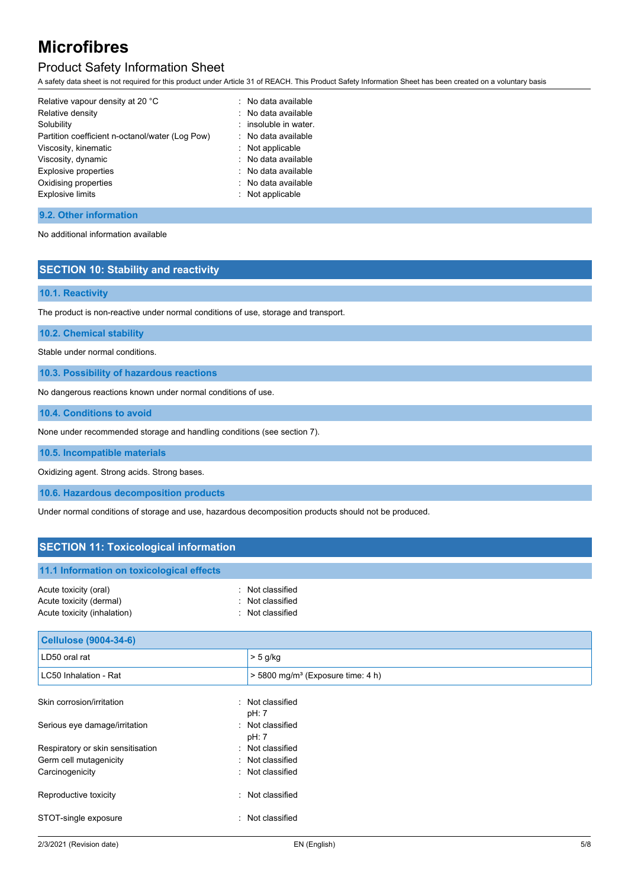| | |
|---|---|
| Relative vapour density at 20 °C | : No data available |
| Relative density | : No data available |
| Solubility | : insoluble in water. |
| Partition coefficient n-octanol/water (Log Pow) | : No data available |
| Viscosity, kinematic | : Not applicable |
| Viscosity, dynamic | : No data available |
| Explosive properties | : No data available |
| Oxidising properties | : No data available |
| Explosive limits | : Not applicable |

### 9.2. Other information

No additional information available

## SECTION 10: Stability and reactivity

### 10.1. Reactivity

The product is non-reactive under normal conditions of use, storage and transport.

### 10.2. Chemical stability

Stable under normal conditions.

### 10.3. Possibility of hazardous reactions

No dangerous reactions known under normal conditions of use.

### 10.4. Conditions to avoid

None under recommended storage and handling conditions (see section 7).

### 10.5. Incompatible materials

Oxidizing agent. Strong acids. Strong bases.

### 10.6. Hazardous decomposition products

Under normal conditions of storage and use, hazardous decomposition products should not be produced.

## SECTION 11: Toxicological information

### 11.1 Information on toxicological effects

| | |
|---|---|
| Acute toxicity (oral) | : Not classified |
| Acute toxicity (dermal) | : Not classified |
| Acute toxicity (inhalation) | : Not classified |

| Cellulose (9004-34-6) | |
|---|---|
| LD50 oral rat | > 5 g/kg |
| LC50 Inhalation - Rat | > 5800 mg/m³ (Exposure time: 4 h) |

| | |
|---|---|
| Skin corrosion/irritation | : Not classified<br>pH: 7 |
| Serious eye damage/irritation | : Not classified<br>pH: 7 |
| Respiratory or skin sensitisation | : Not classified |
| Germ cell mutagenicity | : Not classified |
| Carcinogenicity | : Not classified |
| Reproductive toxicity | : Not classified |
| STOT-single exposure | : Not classified |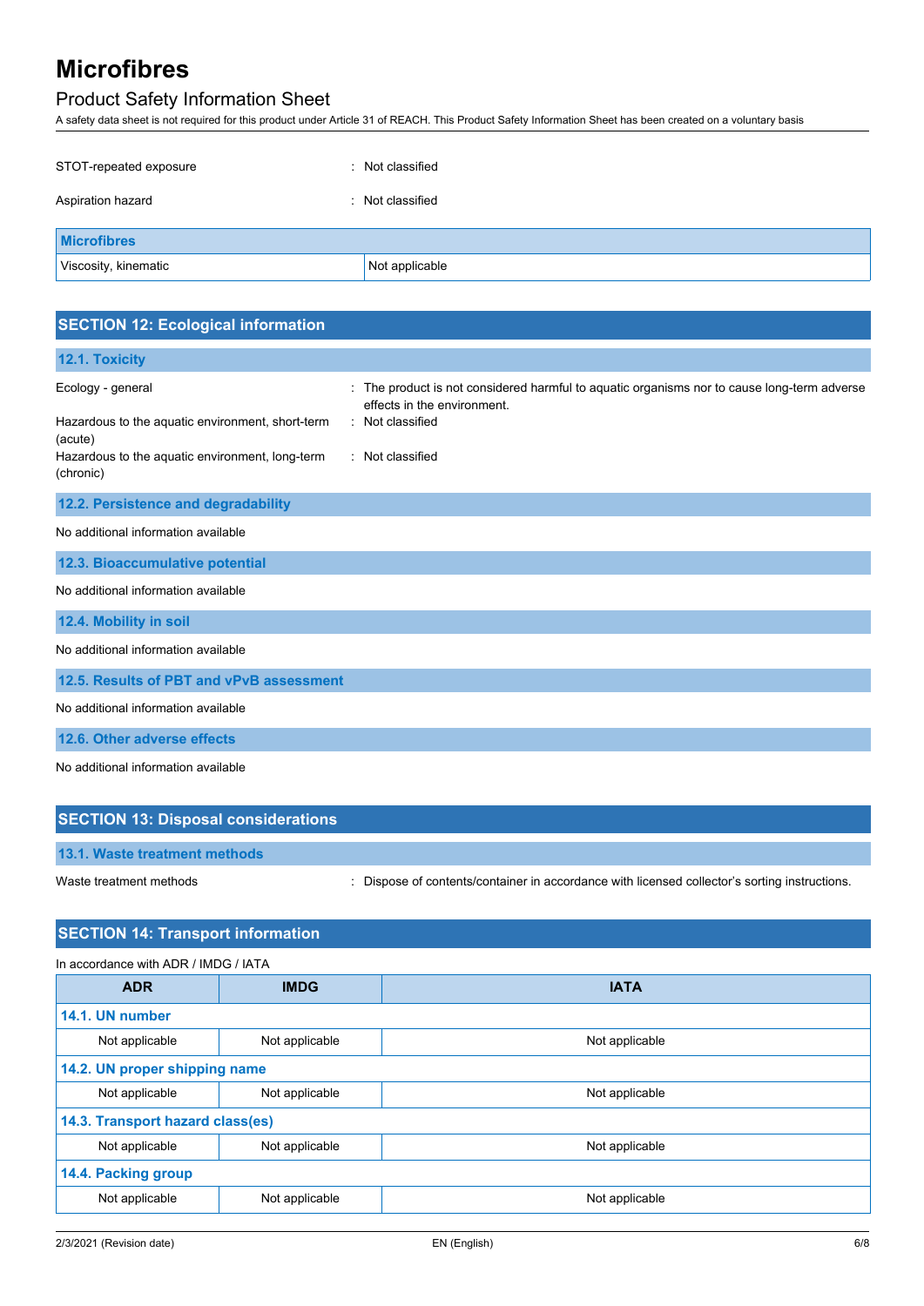STOT-repeated exposure : Not classified

Aspiration hazard : Not classified

| Microfibres | |
|---|---|
| Viscosity, kinematic | Not applicable |

## SECTION 12: Ecological information

### 12.1. Toxicity

Ecology - general : The product is not considered harmful to aquatic organisms nor to cause long-term adverse effects in the environment.

Hazardous to the aquatic environment, short-term (acute) : Not classified

Hazardous to the aquatic environment, long-term (chronic) : Not classified

### 12.2. Persistence and degradability

No additional information available

### 12.3. Bioaccumulative potential

No additional information available

### 12.4. Mobility in soil

No additional information available

### 12.5. Results of PBT and vPvB assessment

No additional information available

### 12.6. Other adverse effects

No additional information available

## SECTION 13: Disposal considerations

### 13.1. Waste treatment methods

Waste treatment methods : Dispose of contents/container in accordance with licensed collector's sorting instructions.

## SECTION 14: Transport information

In accordance with ADR / IMDG / IATA

| ADR | IMDG | IATA |
|---|---|---|
| **14.1. UN number** | | |
| Not applicable | Not applicable | Not applicable |
| **14.2. UN proper shipping name** | | |
| Not applicable | Not applicable | Not applicable |
| **14.3. Transport hazard class(es)** | | |
| Not applicable | Not applicable | Not applicable |
| **14.4. Packing group** | | |
| Not applicable | Not applicable | Not applicable |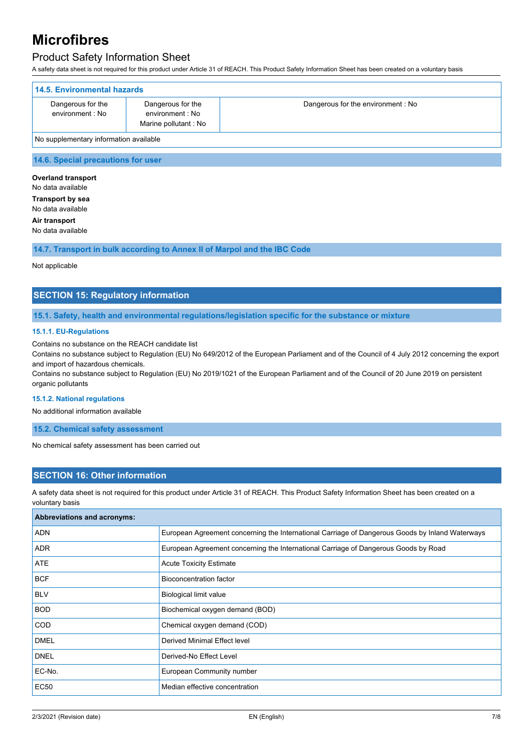| 14.5. Environmental hazards | | |
|---|---|---|
| Dangerous for the environment : No | Dangerous for the environment : No<br>Marine pollutant : No | Dangerous for the environment : No |
| No supplementary information available | | |

### 14.6. Special precautions for user

**Overland transport**
No data available

**Transport by sea**
No data available

**Air transport**
No data available

### 14.7. Transport in bulk according to Annex II of Marpol and the IBC Code

Not applicable

## SECTION 15: Regulatory information

### 15.1. Safety, health and environmental regulations/legislation specific for the substance or mixture

#### 15.1.1. EU-Regulations

Contains no substance on the REACH candidate list
Contains no substance subject to Regulation (EU) No 649/2012 of the European Parliament and of the Council of 4 July 2012 concerning the export and import of hazardous chemicals.
Contains no substance subject to Regulation (EU) No 2019/1021 of the European Parliament and of the Council of 20 June 2019 on persistent organic pollutants

#### 15.1.2. National regulations

No additional information available

### 15.2. Chemical safety assessment

No chemical safety assessment has been carried out

## SECTION 16: Other information

A safety data sheet is not required for this product under Article 31 of REACH. This Product Safety Information Sheet has been created on a voluntary basis

| Abbreviations and acronyms: | |
|---|---|
| ADN | European Agreement concerning the International Carriage of Dangerous Goods by Inland Waterways |
| ADR | European Agreement concerning the International Carriage of Dangerous Goods by Road |
| ATE | Acute Toxicity Estimate |
| BCF | Bioconcentration factor |
| BLV | Biological limit value |
| BOD | Biochemical oxygen demand (BOD) |
| COD | Chemical oxygen demand (COD) |
| DMEL | Derived Minimal Effect level |
| DNEL | Derived-No Effect Level |
| EC-No. | European Community number |
| EC50 | Median effective concentration |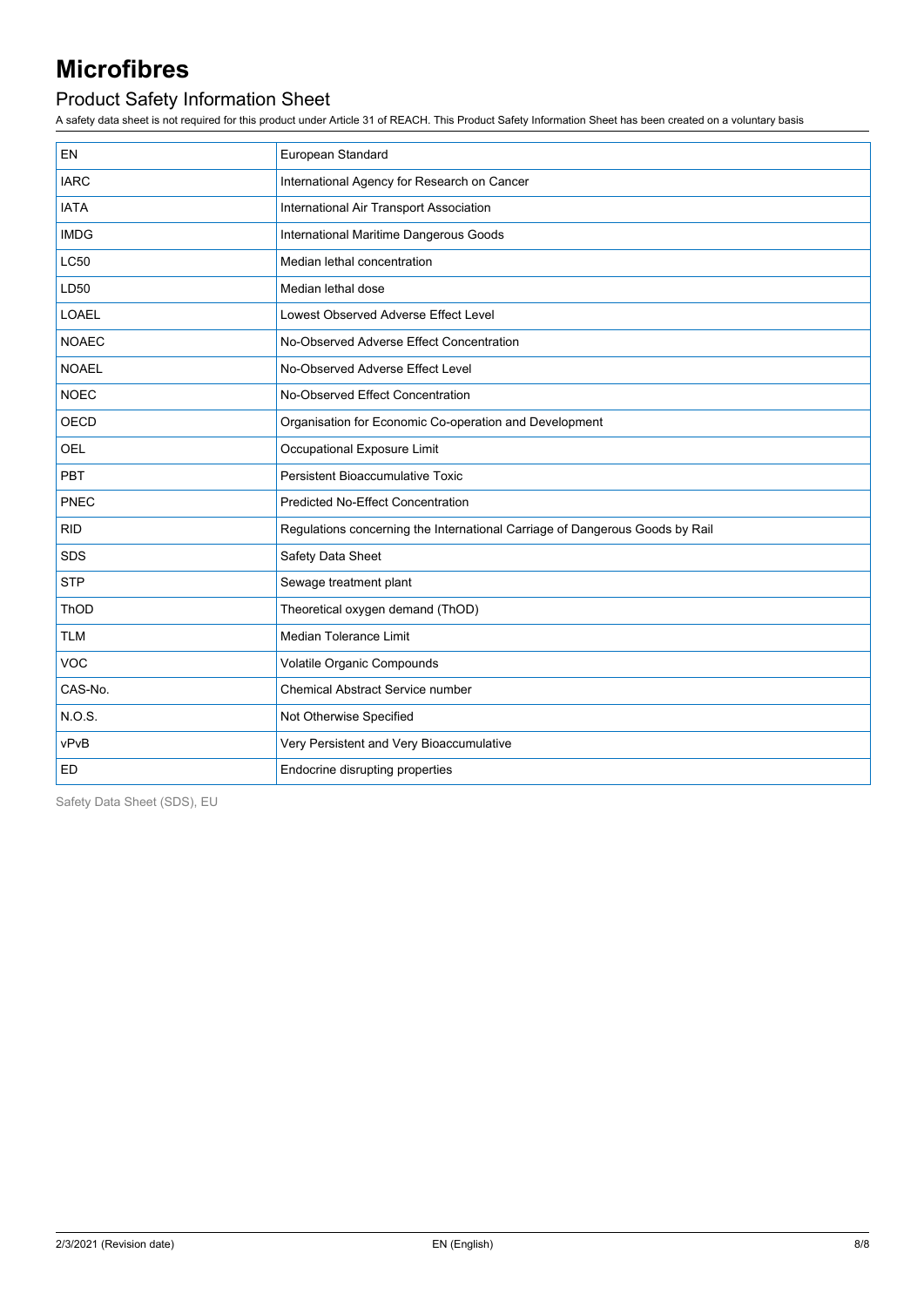| | |
|---|---|
| EN | European Standard |
| IARC | International Agency for Research on Cancer |
| IATA | International Air Transport Association |
| IMDG | International Maritime Dangerous Goods |
| LC50 | Median lethal concentration |
| LD50 | Median lethal dose |
| LOAEL | Lowest Observed Adverse Effect Level |
| NOAEC | No-Observed Adverse Effect Concentration |
| NOAEL | No-Observed Adverse Effect Level |
| NOEC | No-Observed Effect Concentration |
| OECD | Organisation for Economic Co-operation and Development |
| OEL | Occupational Exposure Limit |
| PBT | Persistent Bioaccumulative Toxic |
| PNEC | Predicted No-Effect Concentration |
| RID | Regulations concerning the International Carriage of Dangerous Goods by Rail |
| SDS | Safety Data Sheet |
| STP | Sewage treatment plant |
| ThOD | Theoretical oxygen demand (ThOD) |
| TLM | Median Tolerance Limit |
| VOC | Volatile Organic Compounds |
| CAS-No. | Chemical Abstract Service number |
| N.O.S. | Not Otherwise Specified |
| vPvB | Very Persistent and Very Bioaccumulative |
| ED | Endocrine disrupting properties |

Safety Data Sheet (SDS), EU